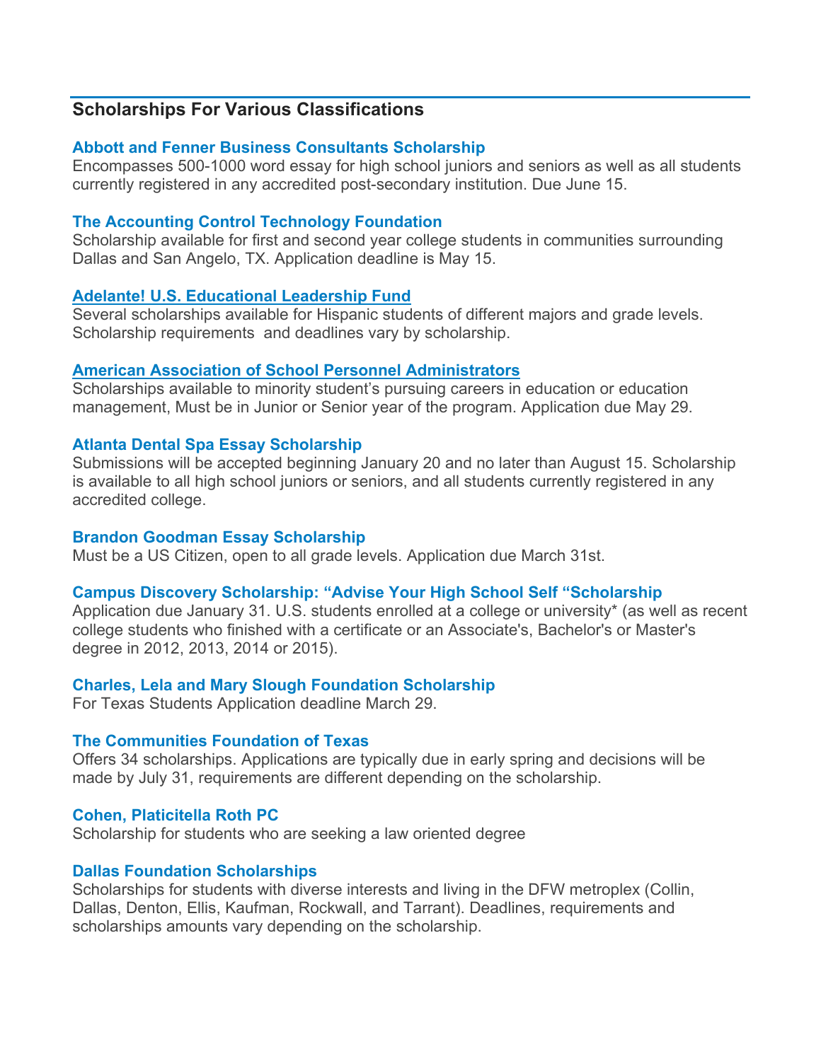## Scholarships For Various Classifications

### Abbott and Fenner Business Consultants Scholarship

Encompasses 500-1000 word essay for high school juniors and seniors as well as all students currently registered in any accredited post-secondary institution. Due June 15.

### The Accounting Control Technology Foundation

Scholarship available for first and second year college students in communities surrounding Dallas and San Angelo, TX. Application deadline is May 15.

### Adelante! U.S. Educational Leadership Fund

Several scholarships available for Hispanic students of different majors and grade levels. Scholarship requirements and deadlines vary by scholarship.

### American Association of School Personnel Administrators

Scholarships available to minority student's pursuing careers in education or education management, Must be in Junior or Senior year of the program. Application due May 29.

### Atlanta Dental Spa Essay Scholarship

Submissions will be accepted beginning January 20 and no later than August 15. Scholarship is available to all high school juniors or seniors, and all students currently registered in any accredited college.

### Brandon Goodman Essay Scholarship

Must be a US Citizen, open to all grade levels. Application due March 31st.

### Campus Discovery Scholarship: "Advise Your High School Self "Scholarship

Application due January 31. U.S. students enrolled at a college or university* (as well as recent college students who finished with a certificate or an Associate's, Bachelor's or Master's degree in 2012, 2013, 2014 or 2015).

### Charles, Lela and Mary Slough Foundation Scholarship

For Texas Students Application deadline March 29.

### The Communities Foundation of Texas

Offers 34 scholarships. Applications are typically due in early spring and decisions will be made by July 31, requirements are different depending on the scholarship.

### Cohen, Platicitella Roth PC

Scholarship for students who are seeking a law oriented degree

### Dallas Foundation Scholarships

Scholarships for students with diverse interests and living in the DFW metroplex (Collin, Dallas, Denton, Ellis, Kaufman, Rockwall, and Tarrant). Deadlines, requirements and scholarships amounts vary depending on the scholarship.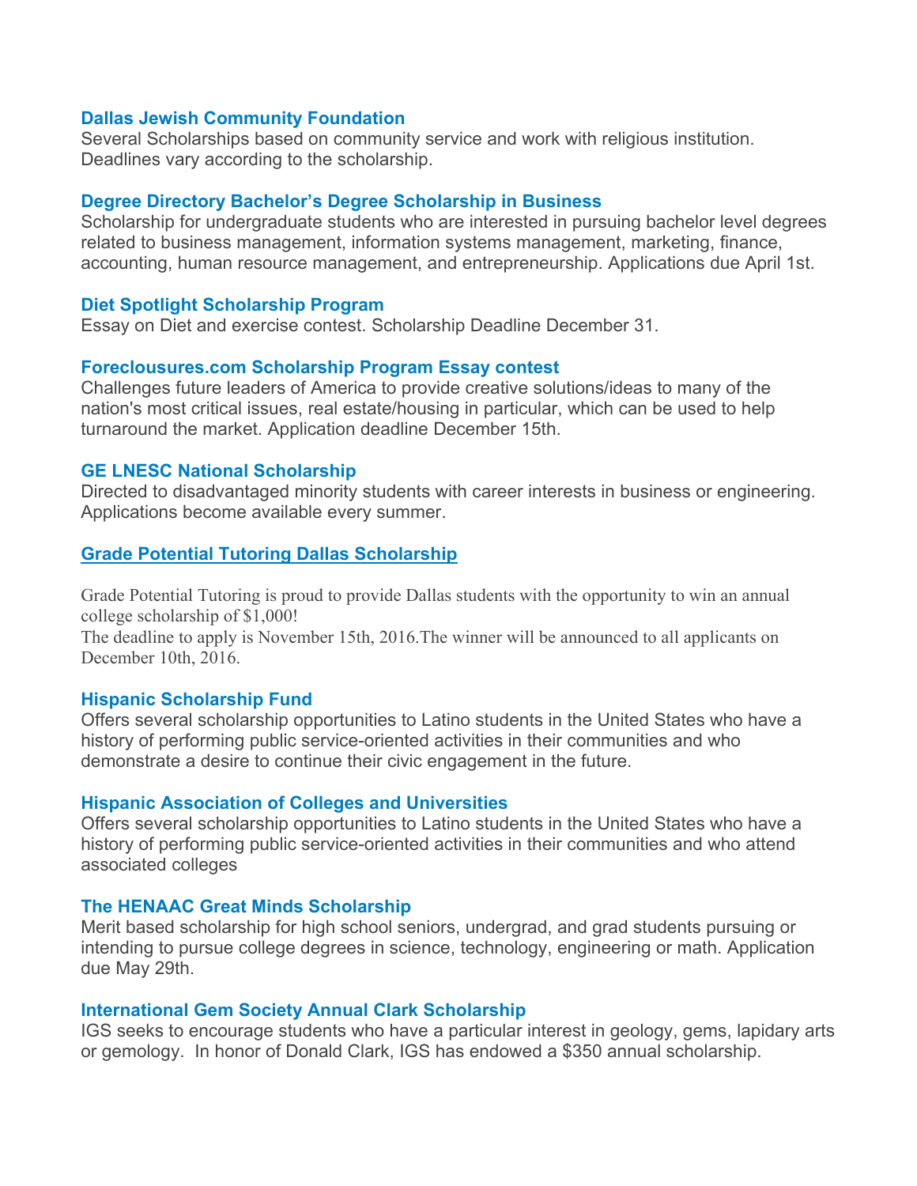**Dallas Jewish Community Foundation**
Several Scholarships based on community service and work with religious institution. Deadlines vary according to the scholarship.

**Degree Directory Bachelor's Degree Scholarship in Business**
Scholarship for undergraduate students who are interested in pursuing bachelor level degrees related to business management, information systems management, marketing, finance, accounting, human resource management, and entrepreneurship. Applications due April 1st.

**Diet Spotlight Scholarship Program**
Essay on Diet and exercise contest. Scholarship Deadline December 31.

**Foreclousures.com Scholarship Program Essay contest**
Challenges future leaders of America to provide creative solutions/ideas to many of the nation's most critical issues, real estate/housing in particular, which can be used to help turnaround the market. Application deadline December 15th.

**GE LNESC National Scholarship**
Directed to disadvantaged minority students with career interests in business or engineering. Applications become available every summer.

**Grade Potential Tutoring Dallas Scholarship**

Grade Potential Tutoring is proud to provide Dallas students with the opportunity to win an annual college scholarship of $1,000!
The deadline to apply is November 15th, 2016.The winner will be announced to all applicants on December 10th, 2016.

**Hispanic Scholarship Fund**
Offers several scholarship opportunities to Latino students in the United States who have a history of performing public service-oriented activities in their communities and who demonstrate a desire to continue their civic engagement in the future.

**Hispanic Association of Colleges and Universities**
Offers several scholarship opportunities to Latino students in the United States who have a history of performing public service-oriented activities in their communities and who attend associated colleges

**The HENAAC Great Minds Scholarship**
Merit based scholarship for high school seniors, undergrad, and grad students pursuing or intending to pursue college degrees in science, technology, engineering or math. Application due May 29th.

**International Gem Society Annual Clark Scholarship**
IGS seeks to encourage students who have a particular interest in geology, gems, lapidary arts or gemology. In honor of Donald Clark, IGS has endowed a $350 annual scholarship.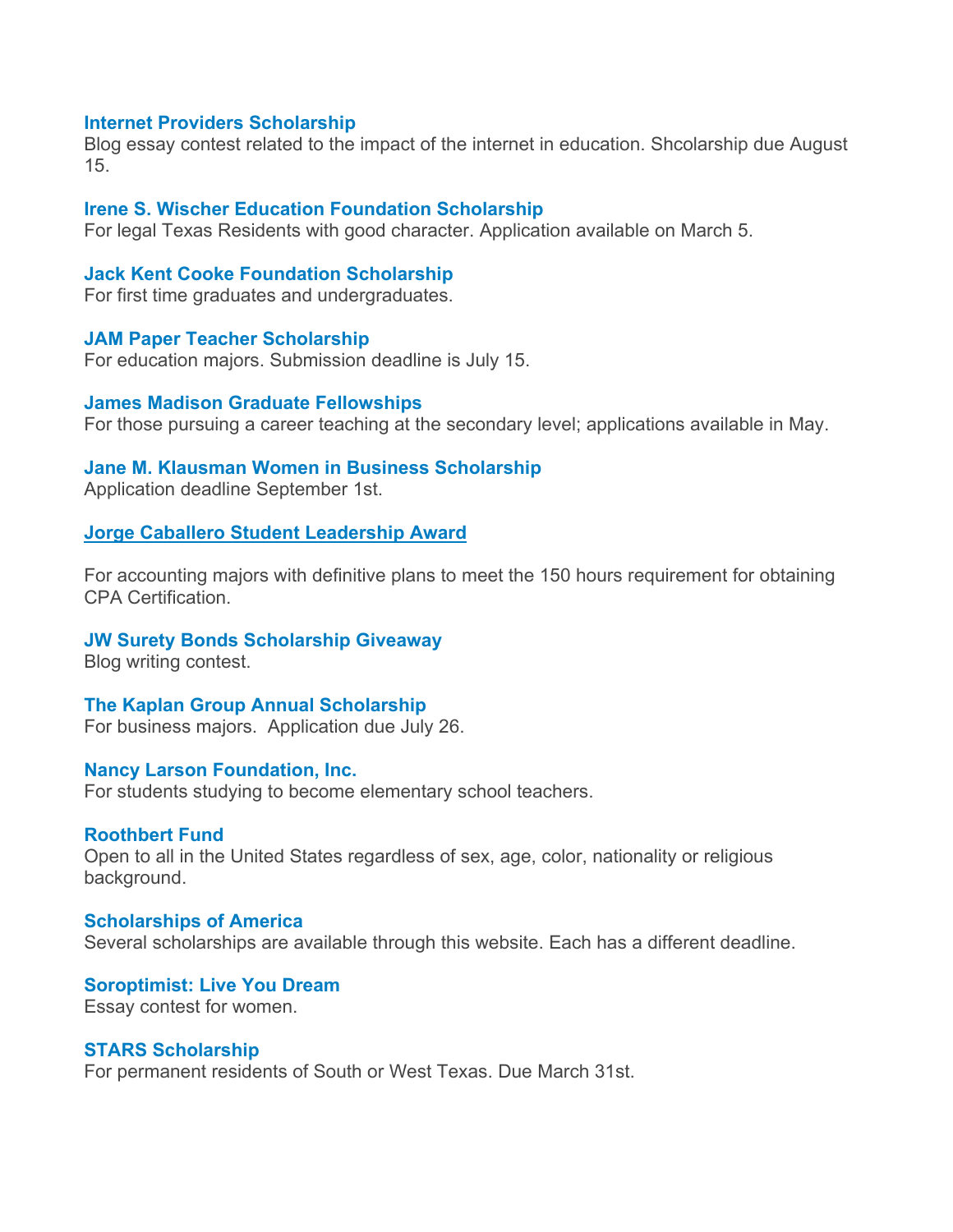**Internet Providers Scholarship**
Blog essay contest related to the impact of the internet in education. Shcolarship due August 15.

**Irene S. Wischer Education Foundation Scholarship**
For legal Texas Residents with good character. Application available on March 5.

**Jack Kent Cooke Foundation Scholarship**
For first time graduates and undergraduates.

**JAM Paper Teacher Scholarship**
For education majors. Submission deadline is July 15.

**James Madison Graduate Fellowships**
For those pursuing a career teaching at the secondary level; applications available in May.

**Jane M. Klausman Women in Business Scholarship**
Application deadline September 1st.

**Jorge Caballero Student Leadership Award**

For accounting majors with definitive plans to meet the 150 hours requirement for obtaining CPA Certification.

**JW Surety Bonds Scholarship Giveaway**
Blog writing contest.

**The Kaplan Group Annual Scholarship**
For business majors. Application due July 26.

**Nancy Larson Foundation, Inc.**
For students studying to become elementary school teachers.

**Roothbert Fund**
Open to all in the United States regardless of sex, age, color, nationality or religious background.

**Scholarships of America**
Several scholarships are available through this website. Each has a different deadline.

**Soroptimist: Live You Dream**
Essay contest for women.

**STARS Scholarship**
For permanent residents of South or West Texas. Due March 31st.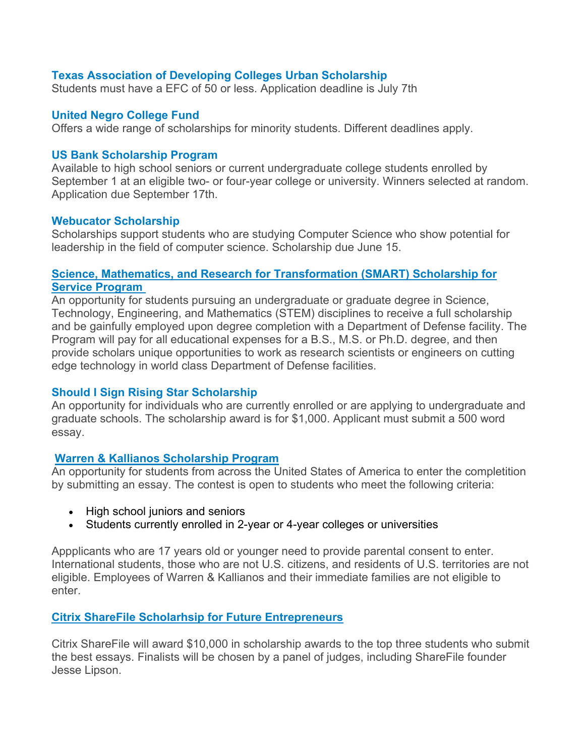### Texas Association of Developing Colleges Urban Scholarship

Students must have a EFC of 50 or less. Application deadline is July 7th

### United Negro College Fund

Offers a wide range of scholarships for minority students. Different deadlines apply.

### US Bank Scholarship Program

Available to high school seniors or current undergraduate college students enrolled by September 1 at an eligible two- or four-year college or university. Winners selected at random. Application due September 17th.

### Webucator Scholarship

Scholarships support students who are studying Computer Science who show potential for leadership in the field of computer science. Scholarship due June 15.

### Science, Mathematics, and Research for Transformation (SMART) Scholarship for Service Program

An opportunity for students pursuing an undergraduate or graduate degree in Science, Technology, Engineering, and Mathematics (STEM) disciplines to receive a full scholarship and be gainfully employed upon degree completion with a Department of Defense facility. The Program will pay for all educational expenses for a B.S., M.S. or Ph.D. degree, and then provide scholars unique opportunities to work as research scientists or engineers on cutting edge technology in world class Department of Defense facilities.

### Should I Sign Rising Star Scholarship

An opportunity for individuals who are currently enrolled or are applying to undergraduate and graduate schools. The scholarship award is for $1,000. Applicant must submit a 500 word essay.

### Warren & Kallianos Scholarship Program

An opportunity for students from across the United States of America to enter the completition by submitting an essay. The contest is open to students who meet the following criteria:

- High school juniors and seniors
- Students currently enrolled in 2-year or 4-year colleges or universities

Appplicants who are 17 years old or younger need to provide parental consent to enter. International students, those who are not U.S. citizens, and residents of U.S. territories are not eligible. Employees of Warren & Kallianos and their immediate families are not eligible to enter.

### Citrix ShareFile Scholarhsip for Future Entrepreneurs

Citrix ShareFile will award $10,000 in scholarship awards to the top three students who submit the best essays. Finalists will be chosen by a panel of judges, including ShareFile founder Jesse Lipson.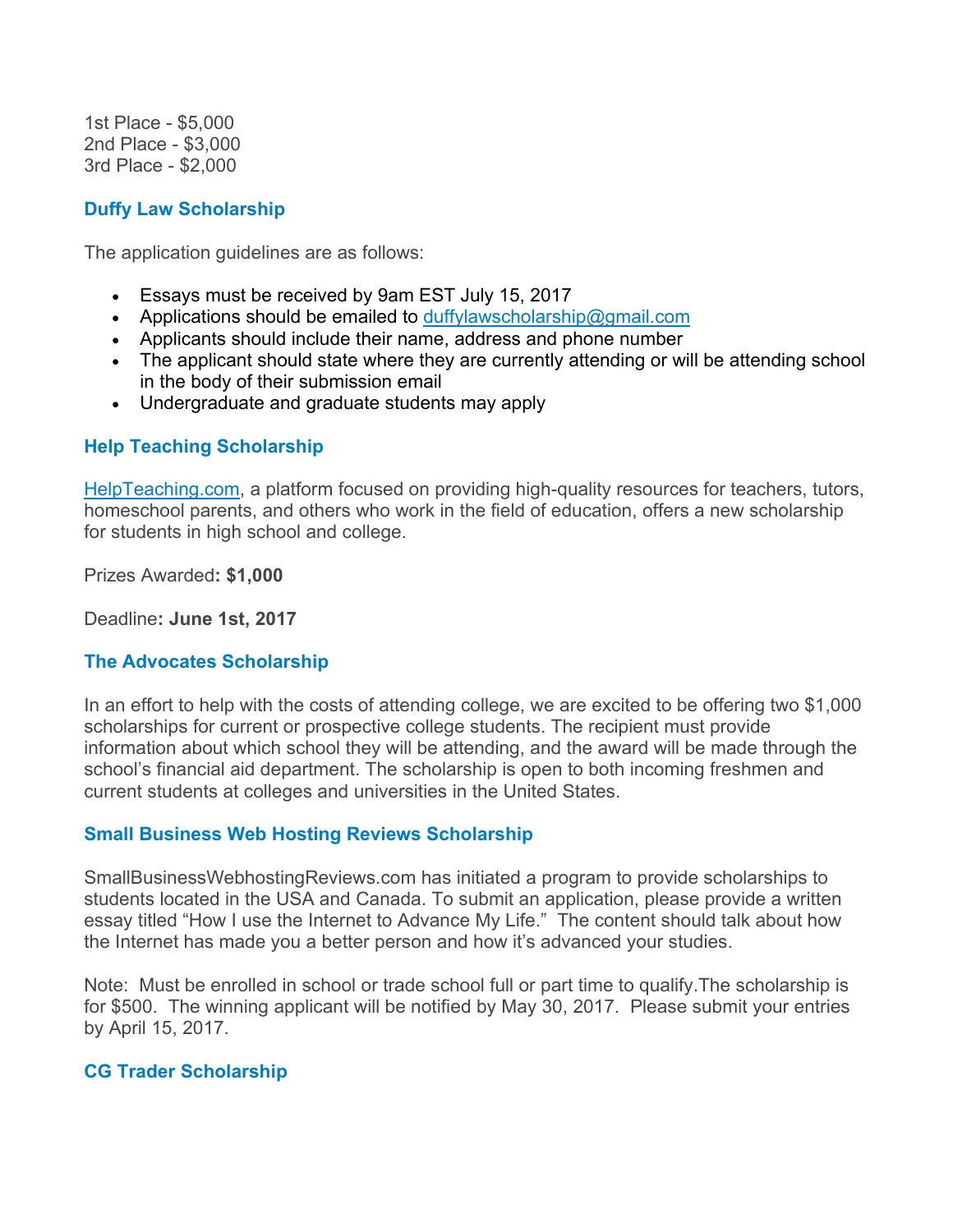1st Place - $5,000
2nd Place - $3,000
3rd Place - $2,000

### Duffy Law Scholarship

The application guidelines are as follows:

- Essays must be received by 9am EST July 15, 2017
- Applications should be emailed to duffylawscholarship@gmail.com
- Applicants should include their name, address and phone number
- The applicant should state where they are currently attending or will be attending school in the body of their submission email
- Undergraduate and graduate students may apply

### Help Teaching Scholarship

HelpTeaching.com, a platform focused on providing high-quality resources for teachers, tutors, homeschool parents, and others who work in the field of education, offers a new scholarship for students in high school and college.

Prizes Awarded**: $1,000**

Deadline**: June 1st, 2017**

### The Advocates Scholarship

In an effort to help with the costs of attending college, we are excited to be offering two $1,000 scholarships for current or prospective college students. The recipient must provide information about which school they will be attending, and the award will be made through the school's financial aid department. The scholarship is open to both incoming freshmen and current students at colleges and universities in the United States.

### Small Business Web Hosting Reviews Scholarship

SmallBusinessWebhostingReviews.com has initiated a program to provide scholarships to students located in the USA and Canada. To submit an application, please provide a written essay titled "How I use the Internet to Advance My Life." The content should talk about how the Internet has made you a better person and how it's advanced your studies.

Note: Must be enrolled in school or trade school full or part time to qualify.The scholarship is for $500. The winning applicant will be notified by May 30, 2017. Please submit your entries by April 15, 2017.

### CG Trader Scholarship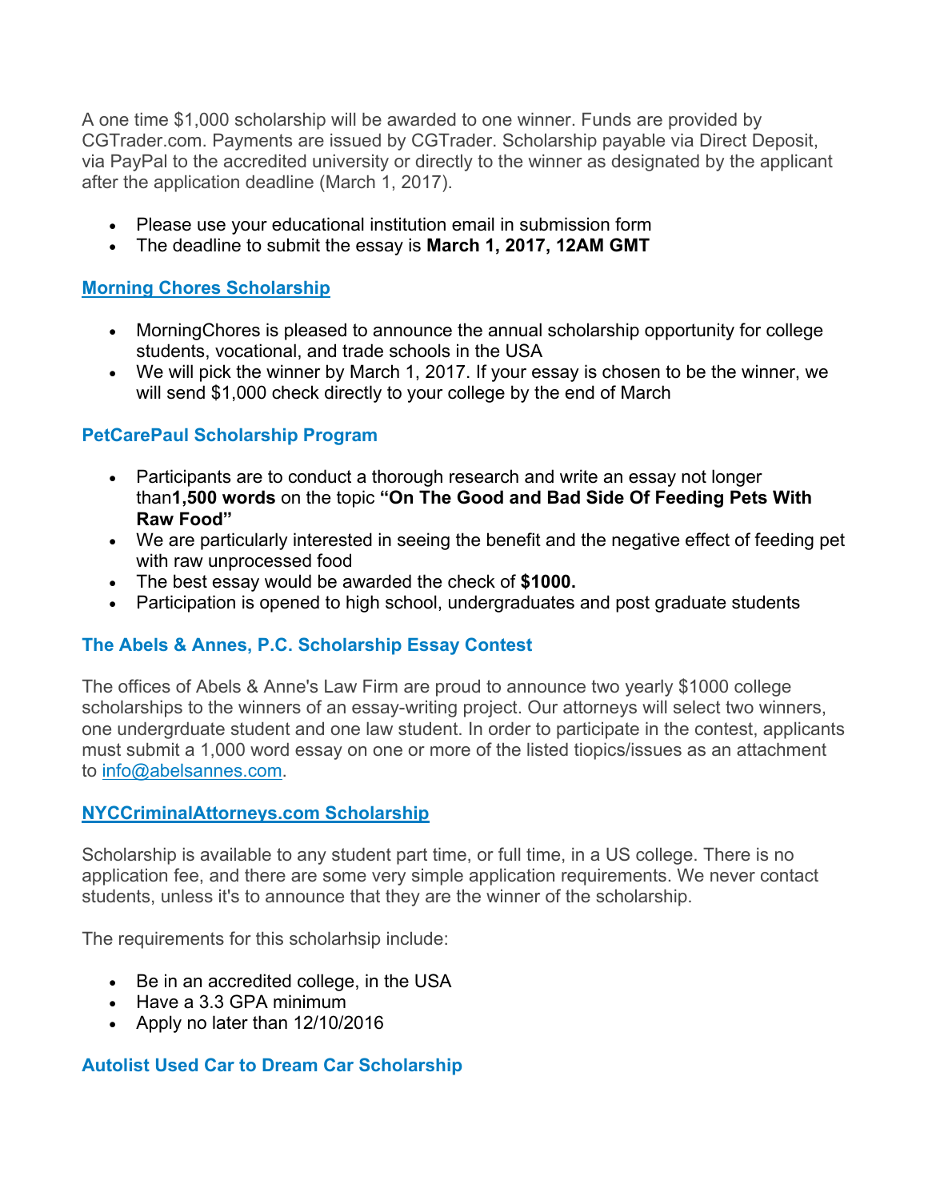A one time $1,000 scholarship will be awarded to one winner. Funds are provided by CGTrader.com. Payments are issued by CGTrader. Scholarship payable via Direct Deposit, via PayPal to the accredited university or directly to the winner as designated by the applicant after the application deadline (March 1, 2017).

- Please use your educational institution email in submission form
- The deadline to submit the essay is **March 1, 2017, 12AM GMT**

### Morning Chores Scholarship

- MorningChores is pleased to announce the annual scholarship opportunity for college students, vocational, and trade schools in the USA
- We will pick the winner by March 1, 2017. If your essay is chosen to be the winner, we will send $1,000 check directly to your college by the end of March

### PetCarePaul Scholarship Program

- Participants are to conduct a thorough research and write an essay not longer than**1,500 words** on the topic **"On The Good and Bad Side Of Feeding Pets With Raw Food"**
- We are particularly interested in seeing the benefit and the negative effect of feeding pet with raw unprocessed food
- The best essay would be awarded the check of **$1000.**
- Participation is opened to high school, undergraduates and post graduate students

### The Abels & Annes, P.C. Scholarship Essay Contest

The offices of Abels & Anne's Law Firm are proud to announce two yearly $1000 college scholarships to the winners of an essay-writing project. Our attorneys will select two winners, one undergrduate student and one law student. In order to participate in the contest, applicants must submit a 1,000 word essay on one or more of the listed tiopics/issues as an attachment to info@abelsannes.com.

### NYCCriminalAttorneys.com Scholarship

Scholarship is available to any student part time, or full time, in a US college. There is no application fee, and there are some very simple application requirements. We never contact students, unless it's to announce that they are the winner of the scholarship.

The requirements for this scholarhsip include:

- Be in an accredited college, in the USA
- Have a 3.3 GPA minimum
- Apply no later than 12/10/2016

### Autolist Used Car to Dream Car Scholarship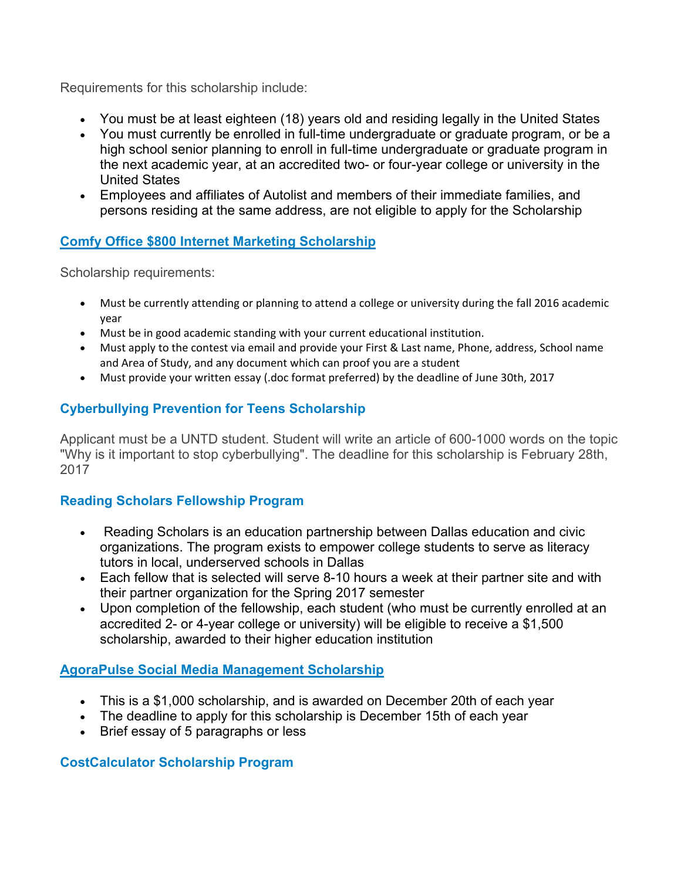Requirements for this scholarship include:

- You must be at least eighteen (18) years old and residing legally in the United States
- You must currently be enrolled in full-time undergraduate or graduate program, or be a high school senior planning to enroll in full-time undergraduate or graduate program in the next academic year, at an accredited two- or four-year college or university in the United States
- Employees and affiliates of Autolist and members of their immediate families, and persons residing at the same address, are not eligible to apply for the Scholarship

### Comfy Office $800 Internet Marketing Scholarship

Scholarship requirements:

- Must be currently attending or planning to attend a college or university during the fall 2016 academic year
- Must be in good academic standing with your current educational institution.
- Must apply to the contest via email and provide your First & Last name, Phone, address, School name and Area of Study, and any document which can proof you are a student
- Must provide your written essay (.doc format preferred) by the deadline of June 30th, 2017

### Cyberbullying Prevention for Teens Scholarship

Applicant must be a UNTD student. Student will write an article of 600-1000 words on the topic "Why is it important to stop cyberbullying". The deadline for this scholarship is February 28th, 2017

### Reading Scholars Fellowship Program

- Reading Scholars is an education partnership between Dallas education and civic organizations. The program exists to empower college students to serve as literacy tutors in local, underserved schools in Dallas
- Each fellow that is selected will serve 8-10 hours a week at their partner site and with their partner organization for the Spring 2017 semester
- Upon completion of the fellowship, each student (who must be currently enrolled at an accredited 2- or 4-year college or university) will be eligible to receive a $1,500 scholarship, awarded to their higher education institution

### AgoraPulse Social Media Management Scholarship

- This is a $1,000 scholarship, and is awarded on December 20th of each year
- The deadline to apply for this scholarship is December 15th of each year
- Brief essay of 5 paragraphs or less

### CostCalculator Scholarship Program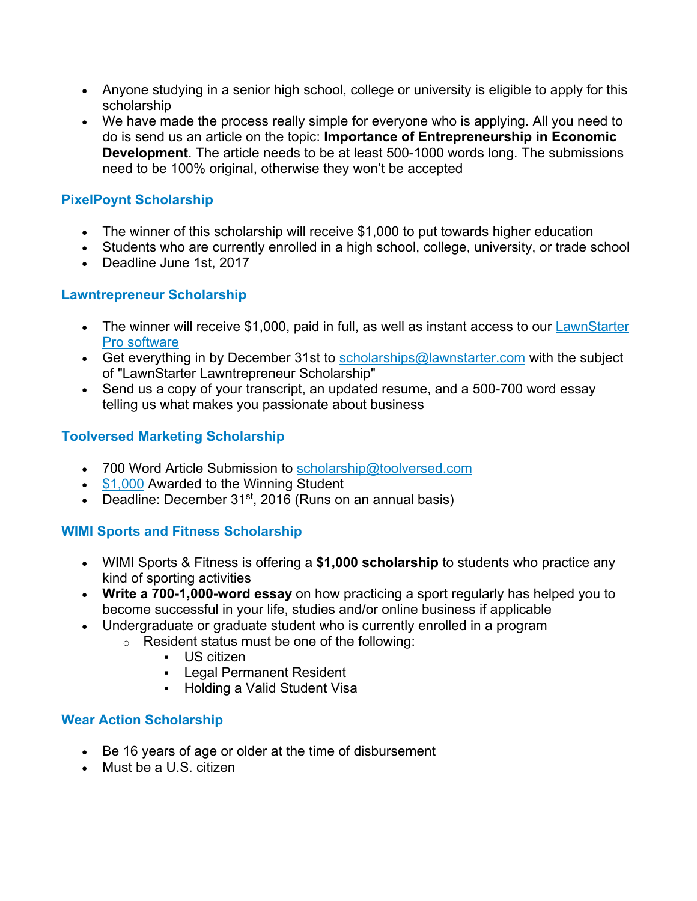- Anyone studying in a senior high school, college or university is eligible to apply for this scholarship
- We have made the process really simple for everyone who is applying. All you need to do is send us an article on the topic: **Importance of Entrepreneurship in Economic Development**. The article needs to be at least 500-1000 words long. The submissions need to be 100% original, otherwise they won't be accepted

### PixelPoynt Scholarship

- The winner of this scholarship will receive $1,000 to put towards higher education
- Students who are currently enrolled in a high school, college, university, or trade school
- Deadline June 1st, 2017

### Lawntrepreneur Scholarship

- The winner will receive $1,000, paid in full, as well as instant access to our LawnStarter Pro software
- Get everything in by December 31st to scholarships@lawnstarter.com with the subject of "LawnStarter Lawntrepreneur Scholarship"
- Send us a copy of your transcript, an updated resume, and a 500-700 word essay telling us what makes you passionate about business

### Toolversed Marketing Scholarship

- 700 Word Article Submission to scholarship@toolversed.com
- $1,000 Awarded to the Winning Student
- Deadline: December 31st, 2016 (Runs on an annual basis)

### WIMI Sports and Fitness Scholarship

- WIMI Sports & Fitness is offering a **$1,000 scholarship** to students who practice any kind of sporting activities
- **Write a 700-1,000-word essay** on how practicing a sport regularly has helped you to become successful in your life, studies and/or online business if applicable
- Undergraduate or graduate student who is currently enrolled in a program
    - Resident status must be one of the following:
        - US citizen
        - Legal Permanent Resident
        - Holding a Valid Student Visa

### Wear Action Scholarship

- Be 16 years of age or older at the time of disbursement
- Must be a U.S. citizen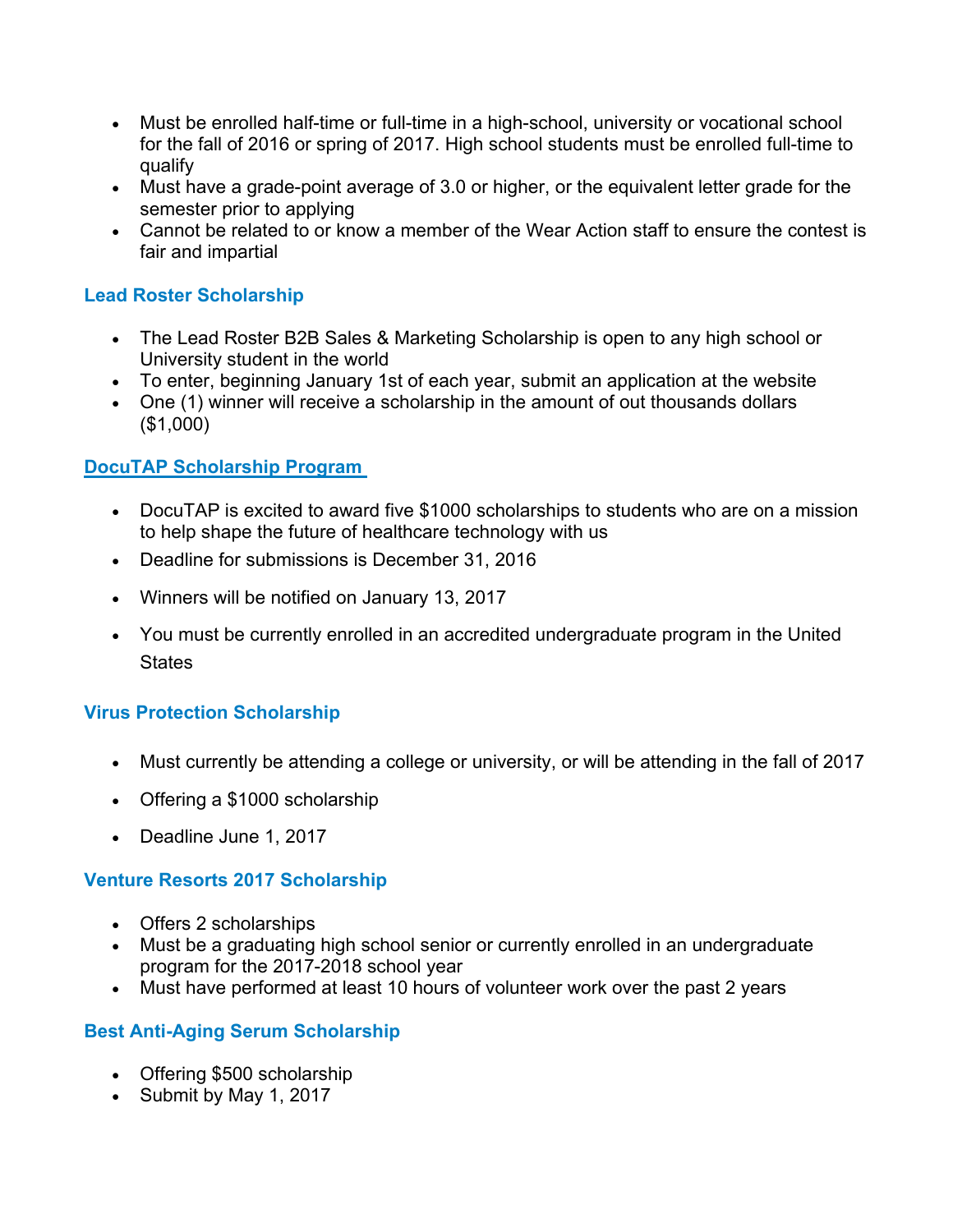- Must be enrolled half-time or full-time in a high-school, university or vocational school for the fall of 2016 or spring of 2017. High school students must be enrolled full-time to qualify
- Must have a grade-point average of 3.0 or higher, or the equivalent letter grade for the semester prior to applying
- Cannot be related to or know a member of the Wear Action staff to ensure the contest is fair and impartial

### Lead Roster Scholarship

- The Lead Roster B2B Sales & Marketing Scholarship is open to any high school or University student in the world
- To enter, beginning January 1st of each year, submit an application at the website
- One (1) winner will receive a scholarship in the amount of out thousands dollars ($1,000)

### DocuTAP Scholarship Program

- DocuTAP is excited to award five $1000 scholarships to students who are on a mission to help shape the future of healthcare technology with us
- Deadline for submissions is December 31, 2016
- Winners will be notified on January 13, 2017
- You must be currently enrolled in an accredited undergraduate program in the United States

### Virus Protection Scholarship

- Must currently be attending a college or university, or will be attending in the fall of 2017
- Offering a $1000 scholarship
- Deadline June 1, 2017

### Venture Resorts 2017 Scholarship

- Offers 2 scholarships
- Must be a graduating high school senior or currently enrolled in an undergraduate program for the 2017-2018 school year
- Must have performed at least 10 hours of volunteer work over the past 2 years

### Best Anti-Aging Serum Scholarship

- Offering $500 scholarship
- Submit by May 1, 2017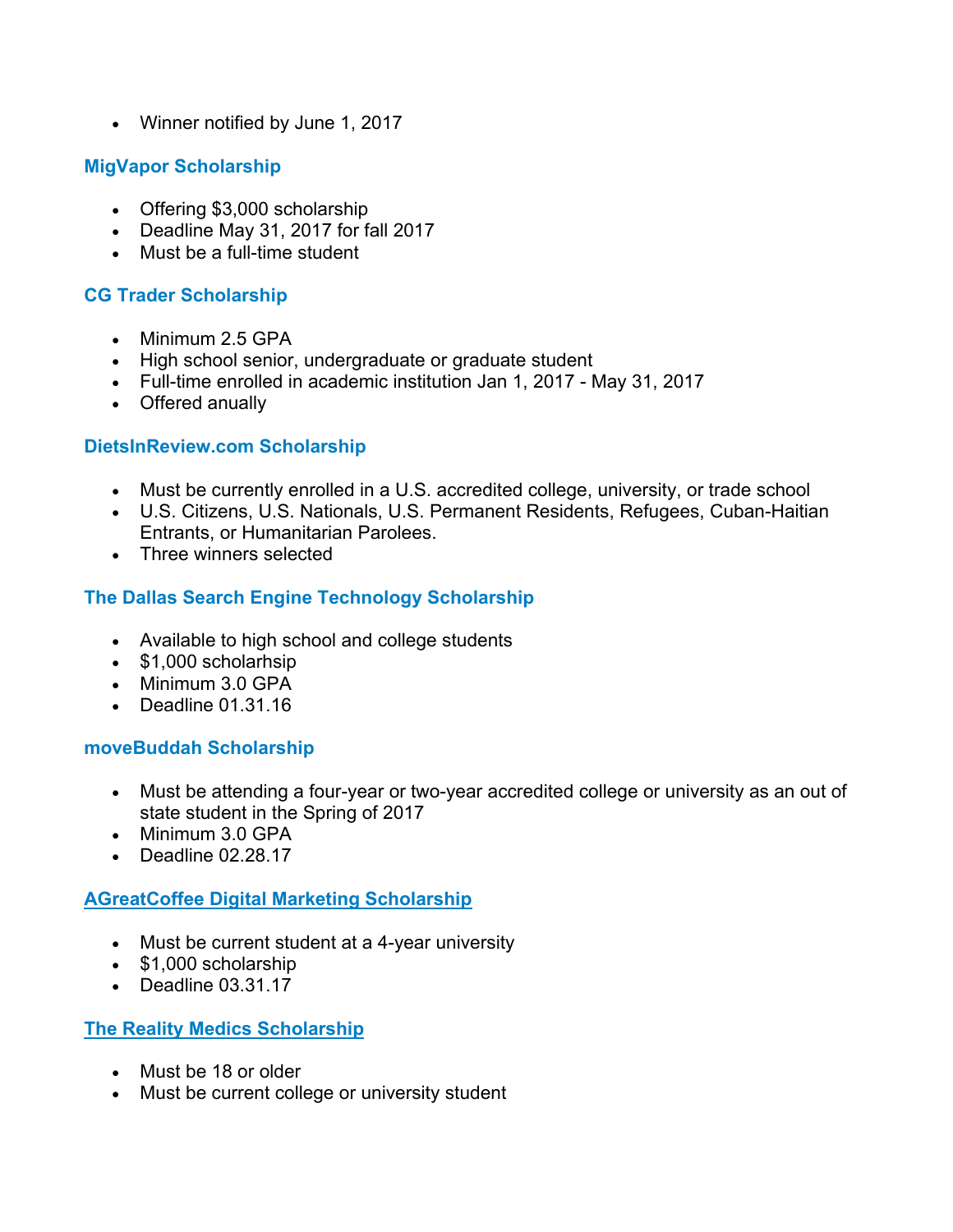- Winner notified by June 1, 2017

### MigVapor Scholarship

- Offering $3,000 scholarship
- Deadline May 31, 2017 for fall 2017
- Must be a full-time student

### CG Trader Scholarship

- Minimum 2.5 GPA
- High school senior, undergraduate or graduate student
- Full-time enrolled in academic institution Jan 1, 2017 - May 31, 2017
- Offered anually

### DietsInReview.com Scholarship

- Must be currently enrolled in a U.S. accredited college, university, or trade school
- U.S. Citizens, U.S. Nationals, U.S. Permanent Residents, Refugees, Cuban-Haitian Entrants, or Humanitarian Parolees.
- Three winners selected

### The Dallas Search Engine Technology Scholarship

- Available to high school and college students
- $1,000 scholarhsip
- Minimum 3.0 GPA
- Deadline 01.31.16

### moveBuddah Scholarship

- Must be attending a four-year or two-year accredited college or university as an out of state student in the Spring of 2017
- Minimum 3.0 GPA
- Deadline 02.28.17

### AGreatCoffee Digital Marketing Scholarship

- Must be current student at a 4-year university
- $1,000 scholarship
- Deadline 03.31.17

### The Reality Medics Scholarship

- Must be 18 or older
- Must be current college or university student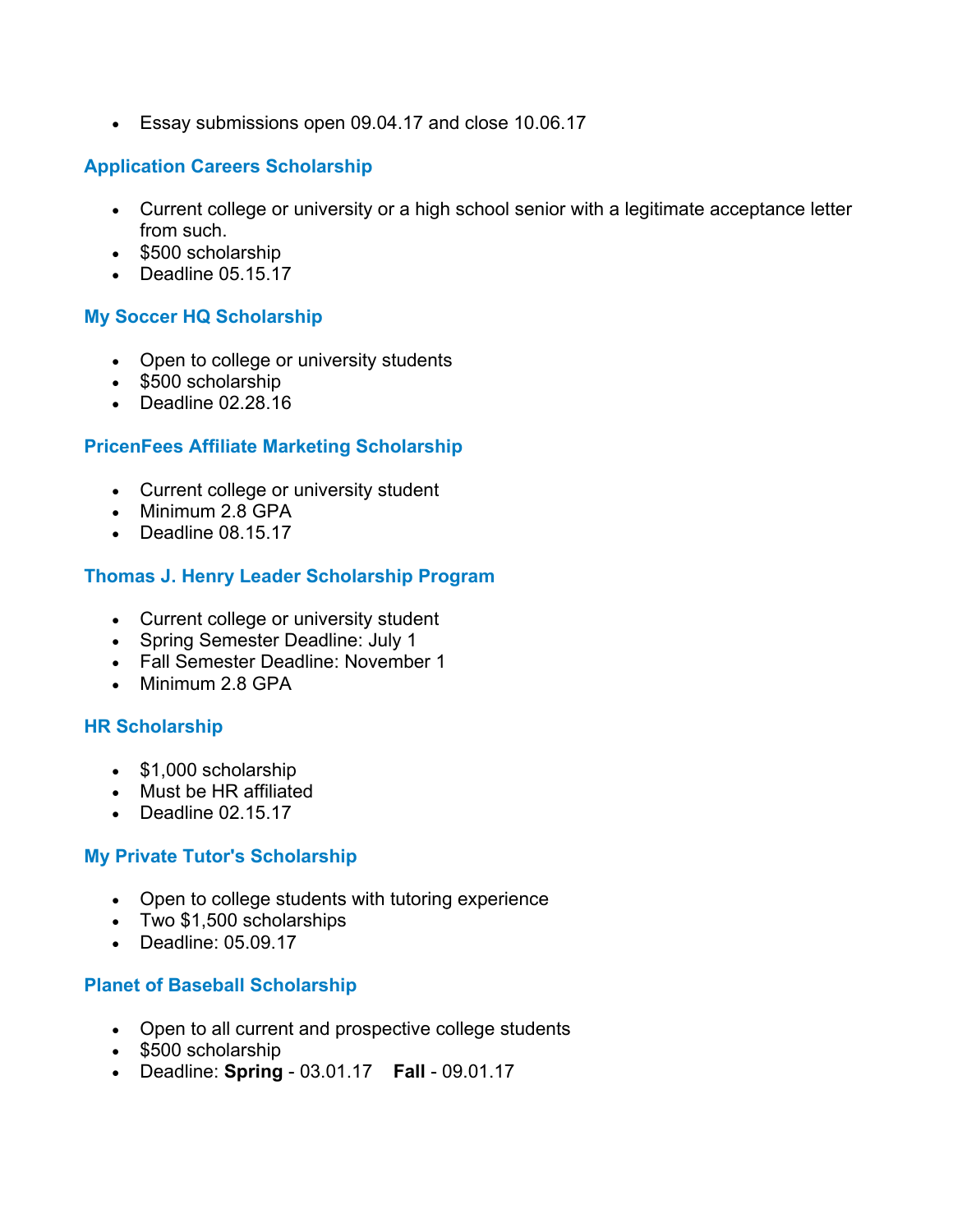- Essay submissions open 09.04.17 and close 10.06.17

### Application Careers Scholarship

- Current college or university or a high school senior with a legitimate acceptance letter from such.
- $500 scholarship
- Deadline 05.15.17

### My Soccer HQ Scholarship

- Open to college or university students
- $500 scholarship
- Deadline 02.28.16

### PricenFees Affiliate Marketing Scholarship

- Current college or university student
- Minimum 2.8 GPA
- Deadline 08.15.17

### Thomas J. Henry Leader Scholarship Program

- Current college or university student
- Spring Semester Deadline: July 1
- Fall Semester Deadline: November 1
- Minimum 2.8 GPA

### HR Scholarship

- $1,000 scholarship
- Must be HR affiliated
- Deadline 02.15.17

### My Private Tutor's Scholarship

- Open to college students with tutoring experience
- Two $1,500 scholarships
- Deadline: 05.09.17

### Planet of Baseball Scholarship

- Open to all current and prospective college students
- $500 scholarship
- Deadline: **Spring** - 03.01.17 **Fall** - 09.01.17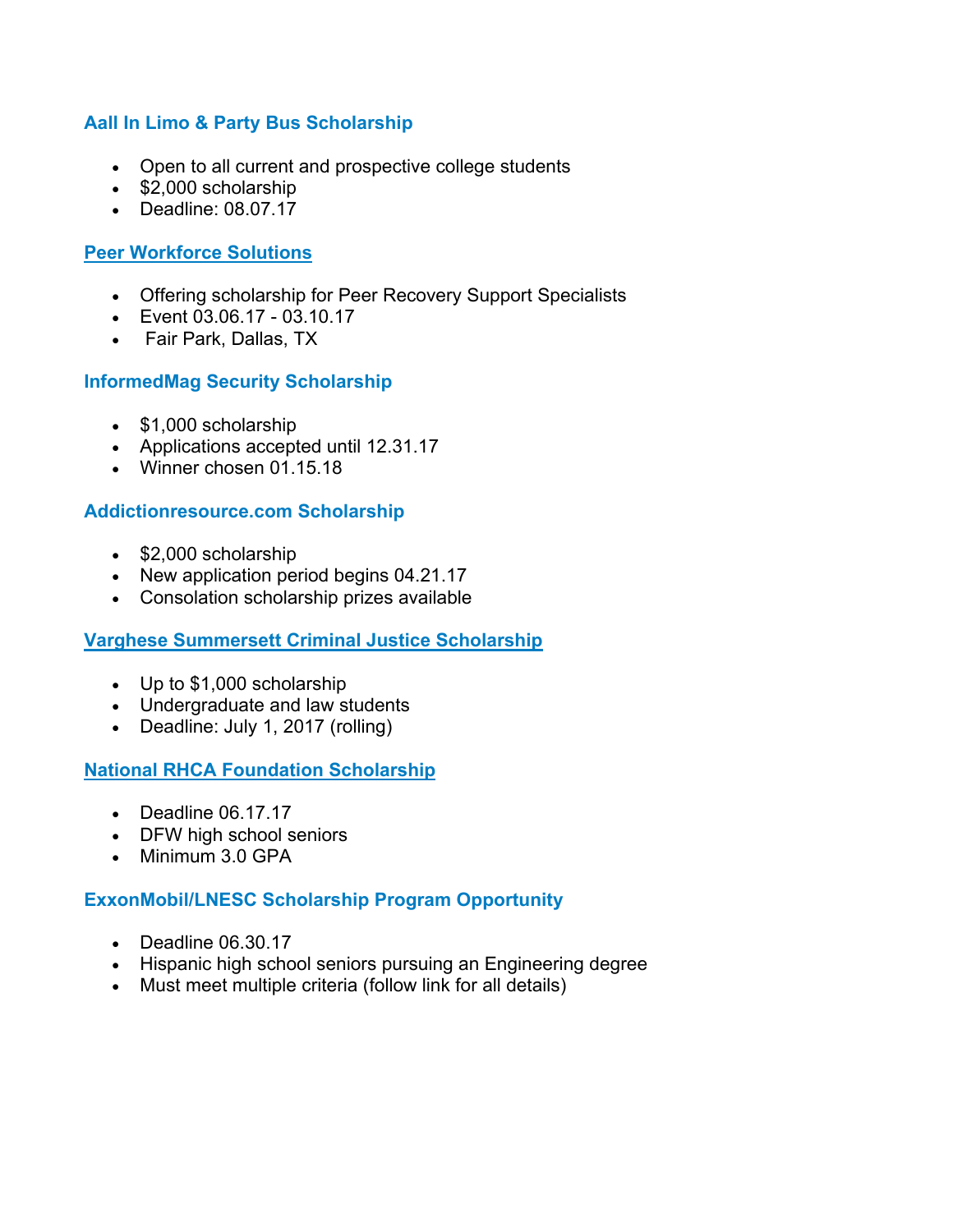### Aall In Limo & Party Bus Scholarship

- Open to all current and prospective college students
- $2,000 scholarship
- Deadline: 08.07.17

### Peer Workforce Solutions

- Offering scholarship for Peer Recovery Support Specialists
- Event 03.06.17 - 03.10.17
- Fair Park, Dallas, TX

### InformedMag Security Scholarship

- $1,000 scholarship
- Applications accepted until 12.31.17
- Winner chosen 01.15.18

### Addictionresource.com Scholarship

- $2,000 scholarship
- New application period begins 04.21.17
- Consolation scholarship prizes available

### Varghese Summersett Criminal Justice Scholarship

- Up to $1,000 scholarship
- Undergraduate and law students
- Deadline: July 1, 2017 (rolling)

### National RHCA Foundation Scholarship

- Deadline 06.17.17
- DFW high school seniors
- Minimum 3.0 GPA

### ExxonMobil/LNESC Scholarship Program Opportunity

- Deadline 06.30.17
- Hispanic high school seniors pursuing an Engineering degree
- Must meet multiple criteria (follow link for all details)